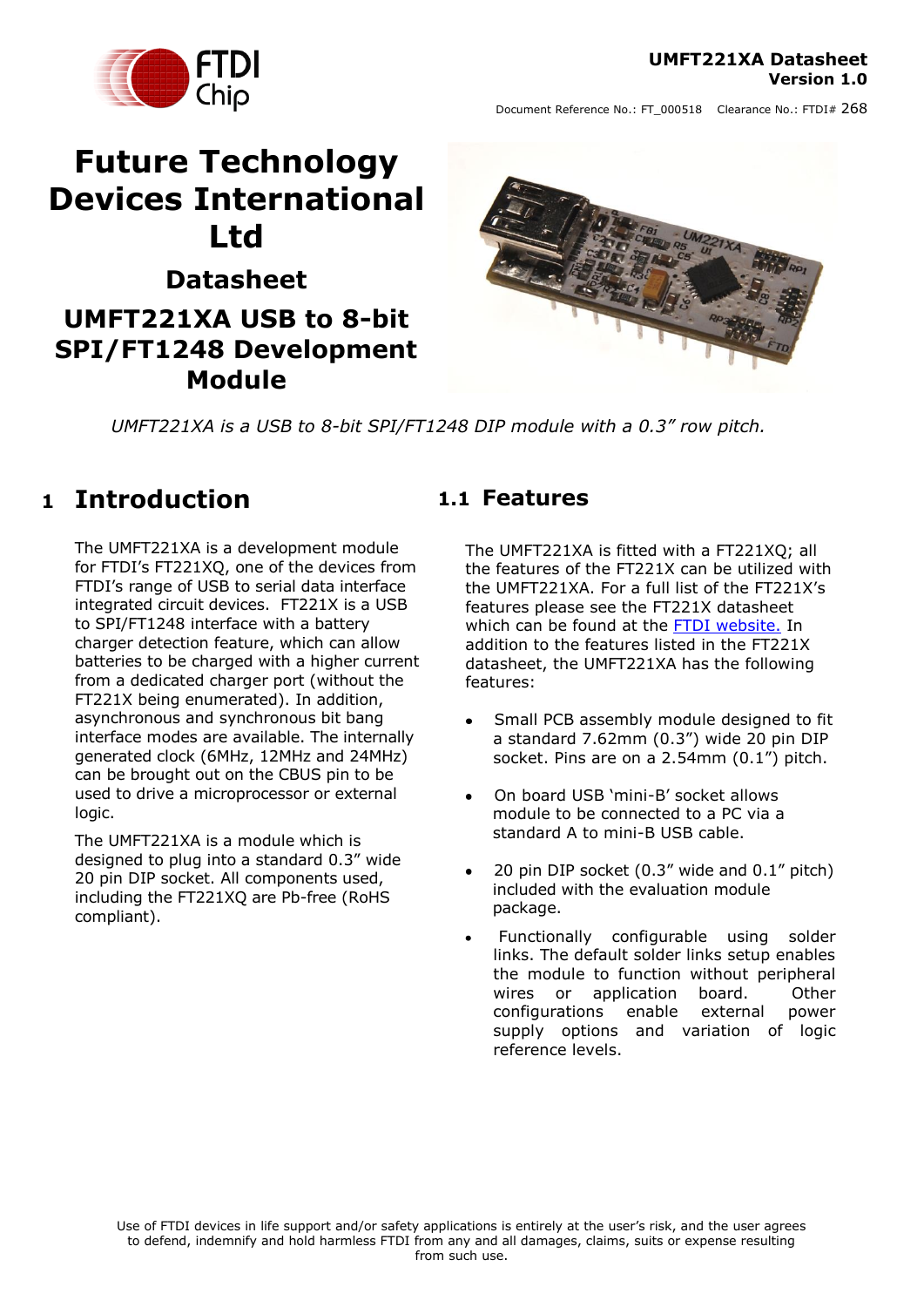UMFT221XA Datasheet
Version 1.0

Document Reference No.: FT_000518 Clearance No.: FTDI# 268

# Future Technology Devices International Ltd

## Datasheet

## UMFT221XA USB to 8-bit SPI/FT1248 Development Module

*UMFT221XA is a USB to 8-bit SPI/FT1248 DIP module with a 0.3" row pitch.*

# 1 Introduction

The UMFT221XA is a development module for FTDI's FT221XQ, one of the devices from FTDI's range of USB to serial data interface integrated circuit devices. FT221X is a USB to SPI/FT1248 interface with a battery charger detection feature, which can allow batteries to be charged with a higher current from a dedicated charger port (without the FT221X being enumerated). In addition, asynchronous and synchronous bit bang interface modes are available. The internally generated clock (6MHz, 12MHz and 24MHz) can be brought out on the CBUS pin to be used to drive a microprocessor or external logic.

The UMFT221XA is a module which is designed to plug into a standard 0.3" wide 20 pin DIP socket. All components used, including the FT221XQ are Pb-free (RoHS compliant).

## 1.1 Features

The UMFT221XA is fitted with a FT221XQ; all the features of the FT221X can be utilized with the UMFT221XA. For a full list of the FT221X's features please see the FT221X datasheet which can be found at the [FTDI website.](http://www.ftdichip.com) In addition to the features listed in the FT221X datasheet, the UMFT221XA has the following features:

- Small PCB assembly module designed to fit a standard 7.62mm (0.3") wide 20 pin DIP socket. Pins are on a 2.54mm (0.1") pitch.
- On board USB 'mini-B' socket allows module to be connected to a PC via a standard A to mini-B USB cable.
- 20 pin DIP socket (0.3" wide and 0.1" pitch) included with the evaluation module package.
- Functionally configurable using solder links. The default solder links setup enables the module to function without peripheral wires or application board. Other configurations enable external power supply options and variation of logic reference levels.

Use of FTDI devices in life support and/or safety applications is entirely at the user's risk, and the user agrees to defend, indemnify and hold harmless FTDI from any and all damages, claims, suits or expense resulting from such use.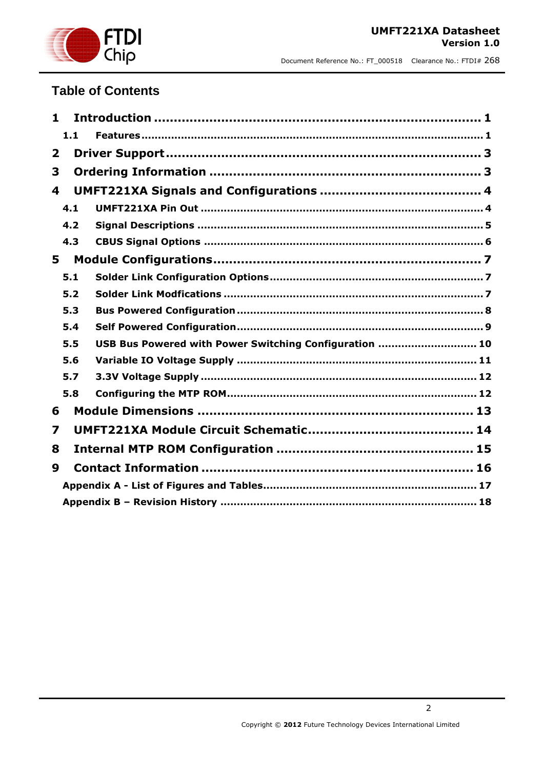# Table of Contents

1 Introduction ........................................................................ 1

  1.1 Features ........................................................................ 1

2 Driver Support ........................................................................ 3

3 Ordering Information ........................................................................ 3

4 UMFT221XA Signals and Configurations ........................................ 4

  4.1 UMFT221XA Pin Out ........................................................................ 4

  4.2 Signal Descriptions ........................................................................ 5

  4.3 CBUS Signal Options ........................................................................ 6

5 Module Configurations ........................................................................ 7

  5.1 Solder Link Configuration Options ................................................ 7

  5.2 Solder Link Modfications ........................................................................ 7

  5.3 Bus Powered Configuration ........................................................................ 8

  5.4 Self Powered Configuration ........................................................................ 9

  5.5 USB Bus Powered with Power Switching Configuration ............................. 10

  5.6 Variable IO Voltage Supply ........................................................................ 11

  5.7 3.3V Voltage Supply ........................................................................ 12

  5.8 Configuring the MTP ROM ........................................................................ 12

6 Module Dimensions ........................................................................ 13

7 UMFT221XA Module Circuit Schematic ........................................ 14

8 Internal MTP ROM Configuration ................................................ 15

9 Contact Information ........................................................................ 16

  Appendix A - List of Figures and Tables ................................................ 17

  Appendix B – Revision History ........................................................................ 18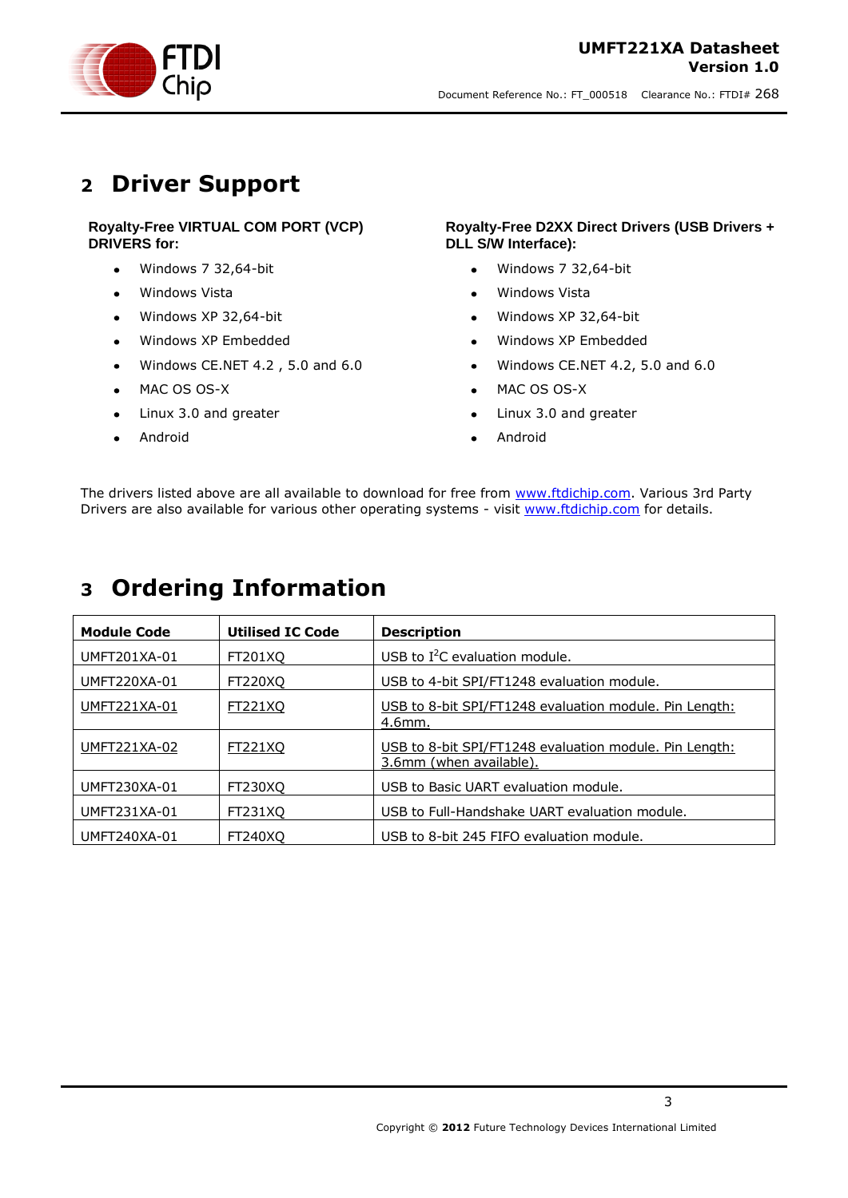# 2 Driver Support

**Royalty-Free VIRTUAL COM PORT (VCP) DRIVERS for:**

- Windows 7 32,64-bit
- Windows Vista
- Windows XP 32,64-bit
- Windows XP Embedded
- Windows CE.NET 4.2 , 5.0 and 6.0
- MAC OS OS-X
- Linux 3.0 and greater
- Android

**Royalty-Free D2XX Direct Drivers (USB Drivers + DLL S/W Interface):**

- Windows 7 32,64-bit
- Windows Vista
- Windows XP 32,64-bit
- Windows XP Embedded
- Windows CE.NET 4.2, 5.0 and 6.0
- MAC OS OS-X
- Linux 3.0 and greater
- Android

The drivers listed above are all available to download for free from www.ftdichip.com. Various 3rd Party Drivers are also available for various other operating systems - visit www.ftdichip.com for details.

# 3 Ordering Information

| Module Code | Utilised IC Code | Description |
|---|---|---|
| UMFT201XA-01 | FT201XQ | USB to I$^2$C evaluation module. |
| UMFT220XA-01 | FT220XQ | USB to 4-bit SPI/FT1248 evaluation module. |
| UMFT221XA-01 | FT221XQ | USB to 8-bit SPI/FT1248 evaluation module. Pin Length: 4.6mm. |
| UMFT221XA-02 | FT221XQ | USB to 8-bit SPI/FT1248 evaluation module. Pin Length: 3.6mm (when available). |
| UMFT230XA-01 | FT230XQ | USB to Basic UART evaluation module. |
| UMFT231XA-01 | FT231XQ | USB to Full-Handshake UART evaluation module. |
| UMFT240XA-01 | FT240XQ | USB to 8-bit 245 FIFO evaluation module. |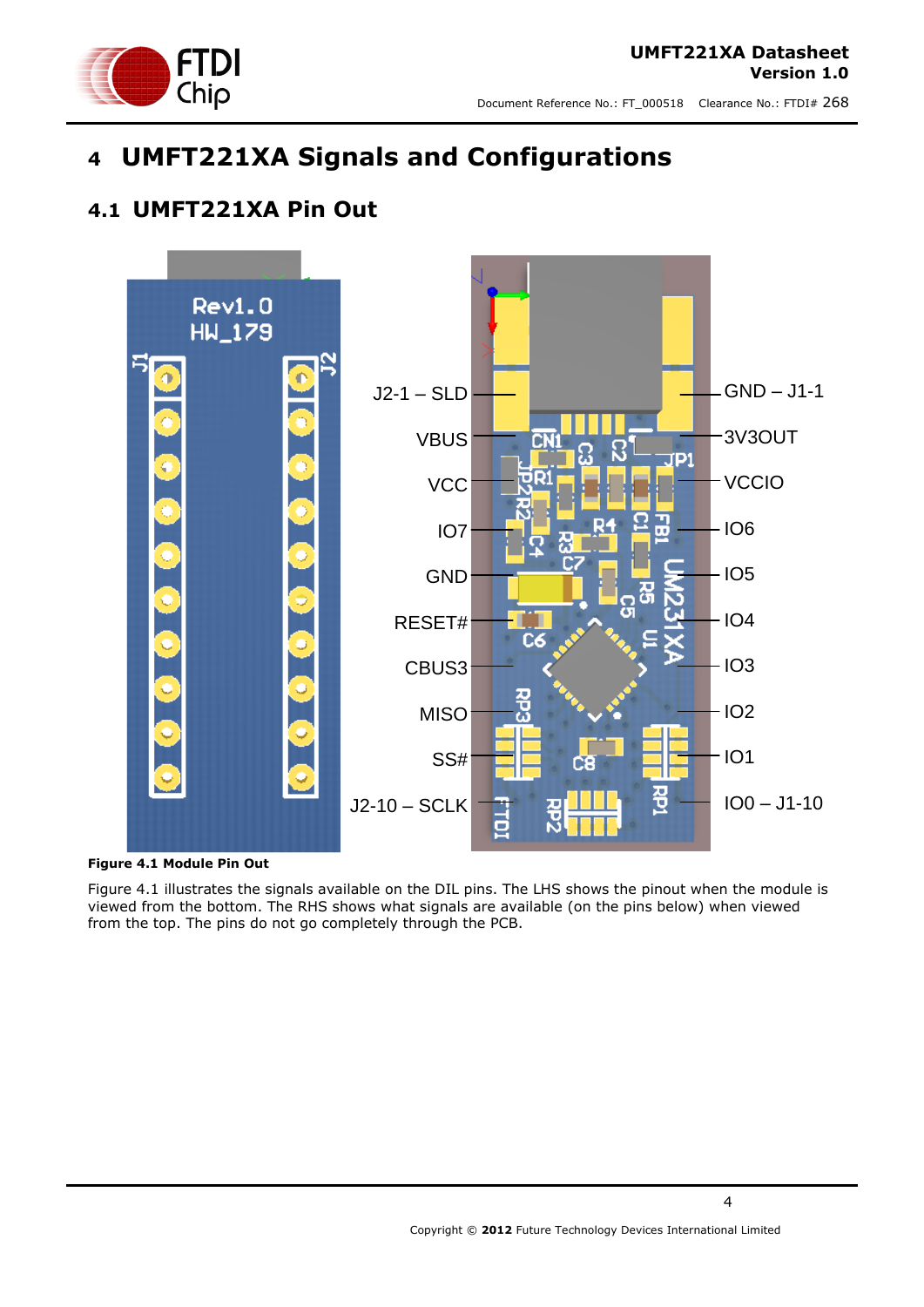# 4 UMFT221XA Signals and Configurations

## 4.1 UMFT221XA Pin Out

| J2 (left) | J1 (right) |
| --- | --- |
| J2-1 – SLD | GND – J1-1 |
| VBUS | 3V3OUT |
| VCC | VCCIO |
| IO7 | IO6 |
| GND | IO5 |
| RESET# | IO4 |
| CBUS3 | IO3 |
| MISO | IO2 |
| SS# | IO1 |
| J2-10 – SCLK | IO0 – J1-10 |

**Figure 4.1 Module Pin Out**

Figure 4.1 illustrates the signals available on the DIL pins. The LHS shows the pinout when the module is viewed from the bottom. The RHS shows what signals are available (on the pins below) when viewed from the top. The pins do not go completely through the PCB.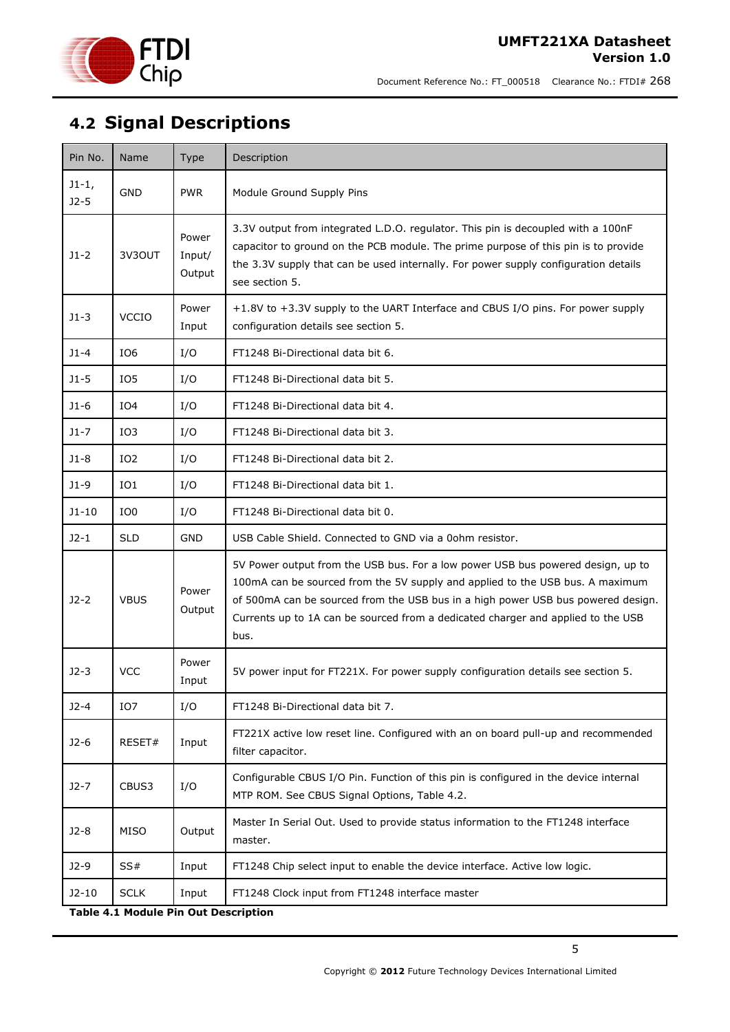## 4.2 Signal Descriptions

| Pin No. | Name | Type | Description |
|---|---|---|---|
| J1-1, J2-5 | GND | PWR | Module Ground Supply Pins |
| J1-2 | 3V3OUT | Power Input/ Output | 3.3V output from integrated L.D.O. regulator. This pin is decoupled with a 100nF capacitor to ground on the PCB module. The prime purpose of this pin is to provide the 3.3V supply that can be used internally. For power supply configuration details see section 5. |
| J1-3 | VCCIO | Power Input | +1.8V to +3.3V supply to the UART Interface and CBUS I/O pins. For power supply configuration details see section 5. |
| J1-4 | IO6 | I/O | FT1248 Bi-Directional data bit 6. |
| J1-5 | IO5 | I/O | FT1248 Bi-Directional data bit 5. |
| J1-6 | IO4 | I/O | FT1248 Bi-Directional data bit 4. |
| J1-7 | IO3 | I/O | FT1248 Bi-Directional data bit 3. |
| J1-8 | IO2 | I/O | FT1248 Bi-Directional data bit 2. |
| J1-9 | IO1 | I/O | FT1248 Bi-Directional data bit 1. |
| J1-10 | IO0 | I/O | FT1248 Bi-Directional data bit 0. |
| J2-1 | SLD | GND | USB Cable Shield. Connected to GND via a 0ohm resistor. |
| J2-2 | VBUS | Power Output | 5V Power output from the USB bus. For a low power USB bus powered design, up to 100mA can be sourced from the 5V supply and applied to the USB bus. A maximum of 500mA can be sourced from the USB bus in a high power USB bus powered design. Currents up to 1A can be sourced from a dedicated charger and applied to the USB bus. |
| J2-3 | VCC | Power Input | 5V power input for FT221X. For power supply configuration details see section 5. |
| J2-4 | IO7 | I/O | FT1248 Bi-Directional data bit 7. |
| J2-6 | RESET# | Input | FT221X active low reset line. Configured with an on board pull-up and recommended filter capacitor. |
| J2-7 | CBUS3 | I/O | Configurable CBUS I/O Pin. Function of this pin is configured in the device internal MTP ROM. See CBUS Signal Options, Table 4.2. |
| J2-8 | MISO | Output | Master In Serial Out. Used to provide status information to the FT1248 interface master. |
| J2-9 | SS# | Input | FT1248 Chip select input to enable the device interface. Active low logic. |
| J2-10 | SCLK | Input | FT1248 Clock input from FT1248 interface master |

**Table 4.1 Module Pin Out Description**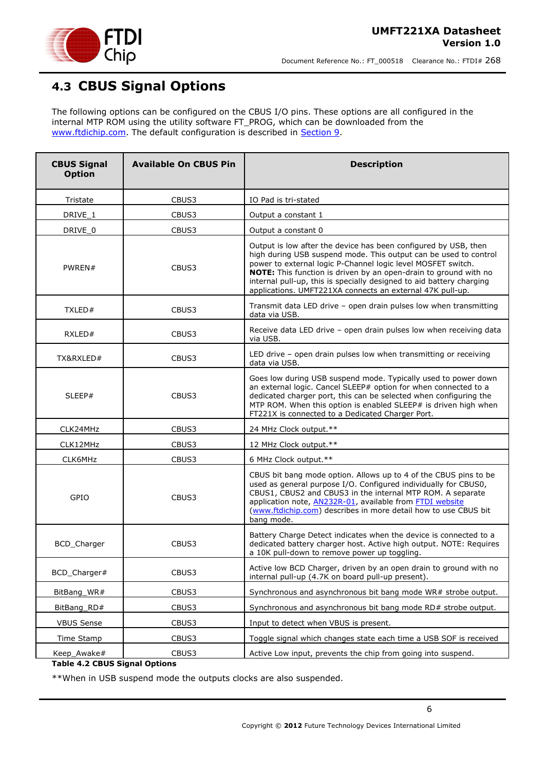## 4.3 CBUS Signal Options

The following options can be configured on the CBUS I/O pins. These options are all configured in the internal MTP ROM using the utility software FT_PROG, which can be downloaded from the www.ftdichip.com. The default configuration is described in Section 9.

| CBUS Signal Option | Available On CBUS Pin | Description |
|---|---|---|
| Tristate | CBUS3 | IO Pad is tri-stated |
| DRIVE_1 | CBUS3 | Output a constant 1 |
| DRIVE_0 | CBUS3 | Output a constant 0 |
| PWREN# | CBUS3 | Output is low after the device has been configured by USB, then high during USB suspend mode. This output can be used to control power to external logic P-Channel logic level MOSFET switch. **NOTE:** This function is driven by an open-drain to ground with no internal pull-up, this is specially designed to aid battery charging applications. UMFT221XA connects an external 47K pull-up. |
| TXLED# | CBUS3 | Transmit data LED drive – open drain pulses low when transmitting data via USB. |
| RXLED# | CBUS3 | Receive data LED drive – open drain pulses low when receiving data via USB. |
| TX&RXLED# | CBUS3 | LED drive – open drain pulses low when transmitting or receiving data via USB. |
| SLEEP# | CBUS3 | Goes low during USB suspend mode. Typically used to power down an external logic. Cancel SLEEP# option for when connected to a dedicated charger port, this can be selected when configuring the MTP ROM. When this option is enabled SLEEP# is driven high when FT221X is connected to a Dedicated Charger Port. |
| CLK24MHz | CBUS3 | 24 MHz Clock output.** |
| CLK12MHz | CBUS3 | 12 MHz Clock output.** |
| CLK6MHz | CBUS3 | 6 MHz Clock output.** |
| GPIO | CBUS3 | CBUS bit bang mode option. Allows up to 4 of the CBUS pins to be used as general purpose I/O. Configured individually for CBUS0, CBUS1, CBUS2 and CBUS3 in the internal MTP ROM. A separate application note, AN232R-01, available from FTDI website (www.ftdichip.com) describes in more detail how to use CBUS bit bang mode. |
| BCD_Charger | CBUS3 | Battery Charge Detect indicates when the device is connected to a dedicated battery charger host. Active high output. NOTE: Requires a 10K pull-down to remove power up toggling. |
| BCD_Charger# | CBUS3 | Active low BCD Charger, driven by an open drain to ground with no internal pull-up (4.7K on board pull-up present). |
| BitBang_WR# | CBUS3 | Synchronous and asynchronous bit bang mode WR# strobe output. |
| BitBang_RD# | CBUS3 | Synchronous and asynchronous bit bang mode RD# strobe output. |
| VBUS Sense | CBUS3 | Input to detect when VBUS is present. |
| Time Stamp | CBUS3 | Toggle signal which changes state each time a USB SOF is received |
| Keep_Awake# | CBUS3 | Active Low input, prevents the chip from going into suspend. |

**Table 4.2 CBUS Signal Options**

**When in USB suspend mode the outputs clocks are also suspended.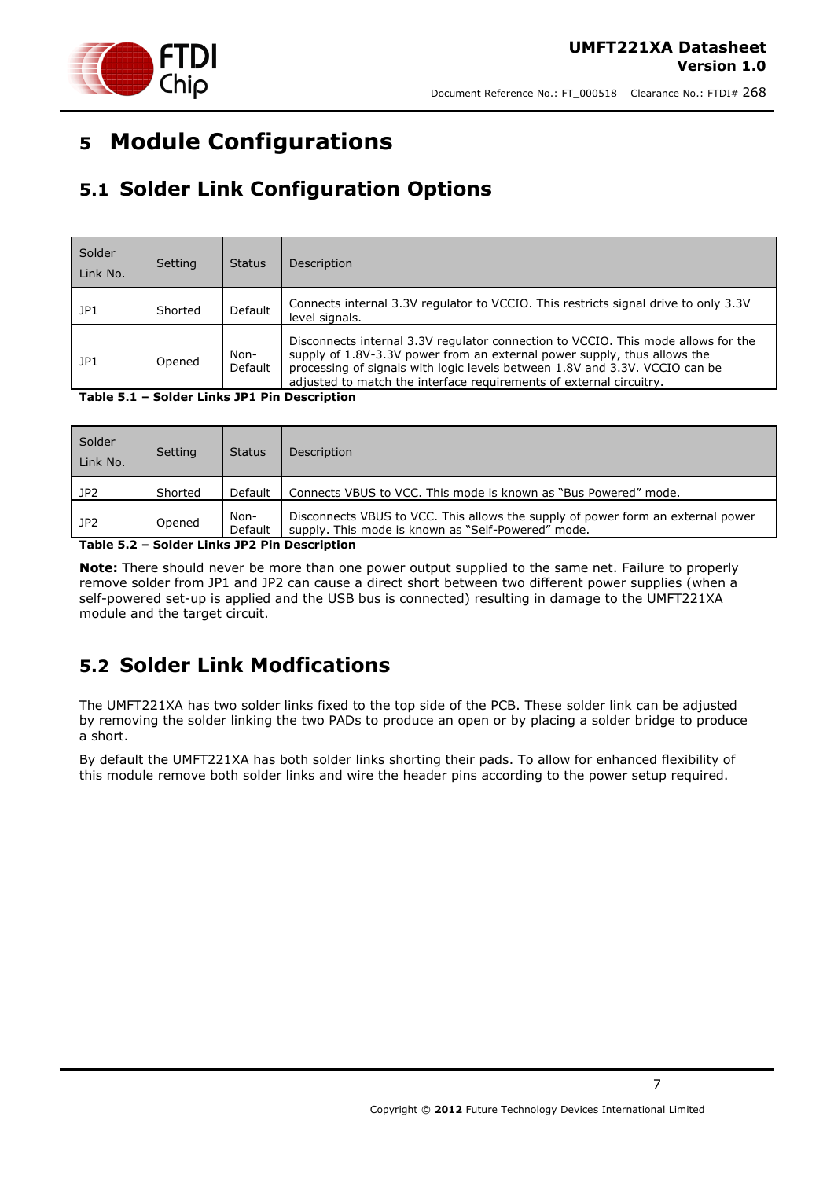# 5 Module Configurations

## 5.1 Solder Link Configuration Options

| Solder Link No. | Setting | Status | Description |
| --- | --- | --- | --- |
| JP1 | Shorted | Default | Connects internal 3.3V regulator to VCCIO. This restricts signal drive to only 3.3V level signals. |
| JP1 | Opened | Non-Default | Disconnects internal 3.3V regulator connection to VCCIO. This mode allows for the supply of 1.8V-3.3V power from an external power supply, thus allows the processing of signals with logic levels between 1.8V and 3.3V. VCCIO can be adjusted to match the interface requirements of external circuitry. |

**Table 5.1 – Solder Links JP1 Pin Description**

| Solder Link No. | Setting | Status | Description |
| --- | --- | --- | --- |
| JP2 | Shorted | Default | Connects VBUS to VCC. This mode is known as "Bus Powered" mode. |
| JP2 | Opened | Non-Default | Disconnects VBUS to VCC. This allows the supply of power form an external power supply. This mode is known as "Self-Powered" mode. |

**Table 5.2 – Solder Links JP2 Pin Description**

**Note:** There should never be more than one power output supplied to the same net. Failure to properly remove solder from JP1 and JP2 can cause a direct short between two different power supplies (when a self-powered set-up is applied and the USB bus is connected) resulting in damage to the UMFT221XA module and the target circuit.

## 5.2 Solder Link Modfications

The UMFT221XA has two solder links fixed to the top side of the PCB. These solder link can be adjusted by removing the solder linking the two PADs to produce an open or by placing a solder bridge to produce a short.

By default the UMFT221XA has both solder links shorting their pads. To allow for enhanced flexibility of this module remove both solder links and wire the header pins according to the power setup required.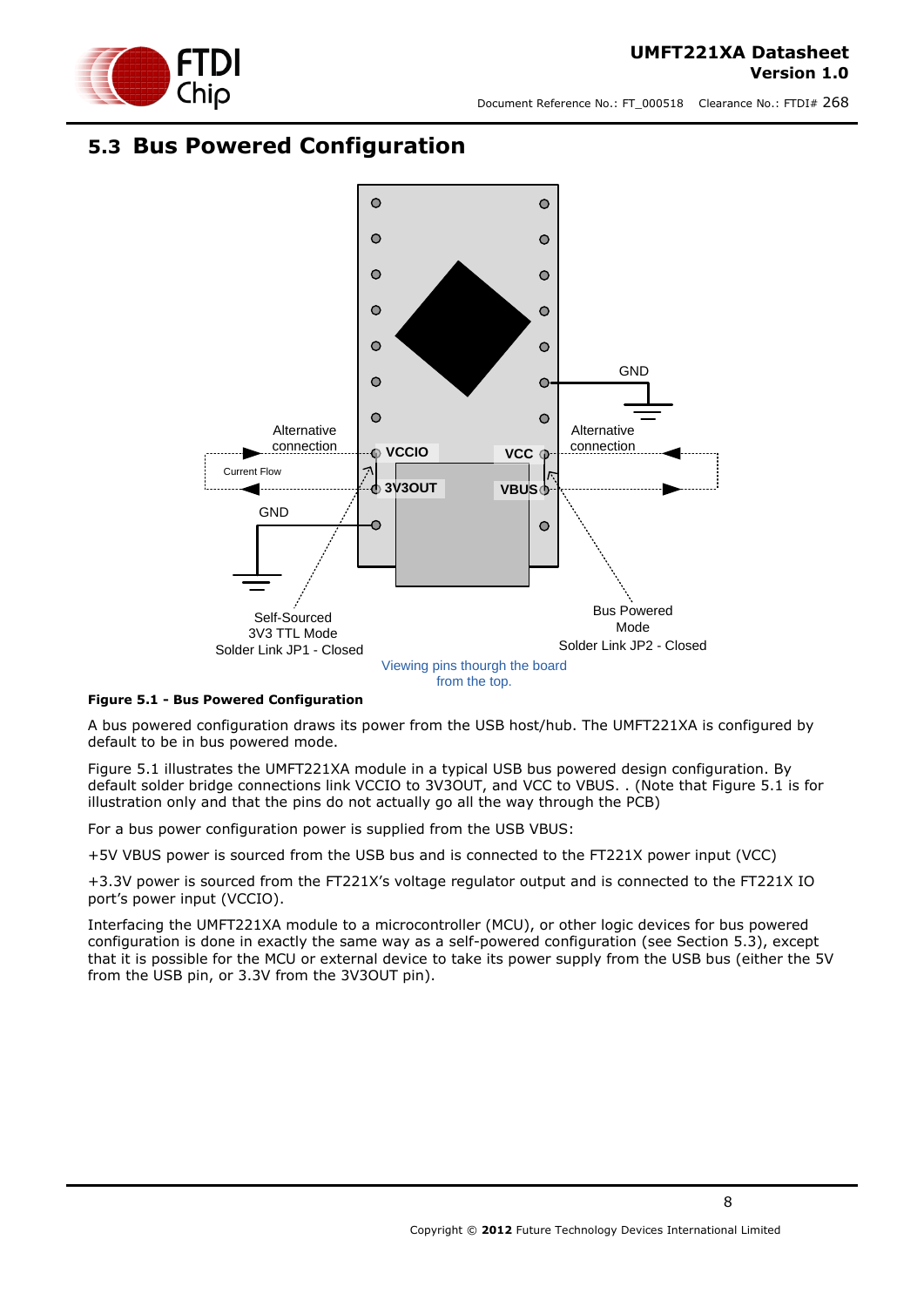## 5.3 Bus Powered Configuration

**Figure 5.1 - Bus Powered Configuration**

A bus powered configuration draws its power from the USB host/hub. The UMFT221XA is configured by default to be in bus powered mode.

Figure 5.1 illustrates the UMFT221XA module in a typical USB bus powered design configuration. By default solder bridge connections link VCCIO to 3V3OUT, and VCC to VBUS. . (Note that Figure 5.1 is for illustration only and that the pins do not actually go all the way through the PCB)

For a bus power configuration power is supplied from the USB VBUS:

+5V VBUS power is sourced from the USB bus and is connected to the FT221X power input (VCC)

+3.3V power is sourced from the FT221X's voltage regulator output and is connected to the FT221X IO port's power input (VCCIO).

Interfacing the UMFT221XA module to a microcontroller (MCU), or other logic devices for bus powered configuration is done in exactly the same way as a self-powered configuration (see Section 5.3), except that it is possible for the MCU or external device to take its power supply from the USB bus (either the 5V from the USB pin, or 3.3V from the 3V3OUT pin).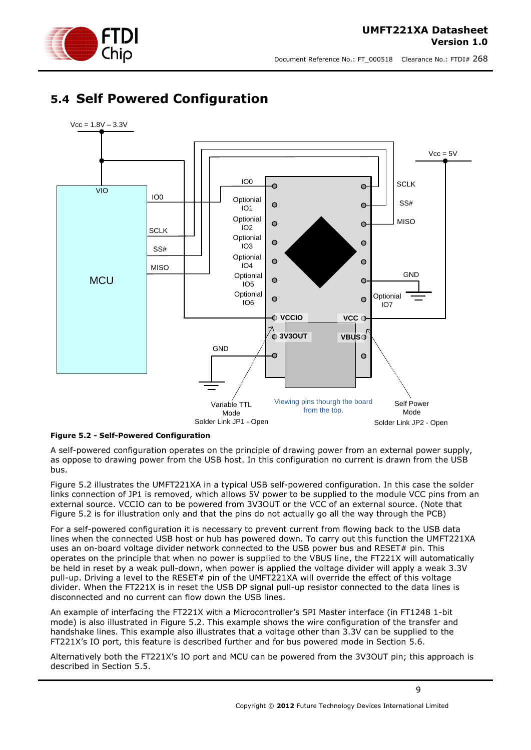## 5.4 Self Powered Configuration

**Figure 5.2 - Self-Powered Configuration**

A self-powered configuration operates on the principle of drawing power from an external power supply, as oppose to drawing power from the USB host. In this configuration no current is drawn from the USB bus.

Figure 5.2 illustrates the UMFT221XA in a typical USB self-powered configuration. In this case the solder links connection of JP1 is removed, which allows 5V power to be supplied to the module VCC pins from an external source. VCCIO can to be powered from 3V3OUT or the VCC of an external source. (Note that Figure 5.2 is for illustration only and that the pins do not actually go all the way through the PCB)

For a self-powered configuration it is necessary to prevent current from flowing back to the USB data lines when the connected USB host or hub has powered down. To carry out this function the UMFT221XA uses an on-board voltage divider network connected to the USB power bus and RESET# pin. This operates on the principle that when no power is supplied to the VBUS line, the FT221X will automatically be held in reset by a weak pull-down, when power is applied the voltage divider will apply a weak 3.3V pull-up. Driving a level to the RESET# pin of the UMFT221XA will override the effect of this voltage divider. When the FT221X is in reset the USB DP signal pull-up resistor connected to the data lines is disconnected and no current can flow down the USB lines.

An example of interfacing the FT221X with a Microcontroller's SPI Master interface (in FT1248 1-bit mode) is also illustrated in Figure 5.2. This example shows the wire configuration of the transfer and handshake lines. This example also illustrates that a voltage other than 3.3V can be supplied to the FT221X's IO port, this feature is described further and for bus powered mode in Section 5.6.

Alternatively both the FT221X's IO port and MCU can be powered from the 3V3OUT pin; this approach is described in Section 5.5.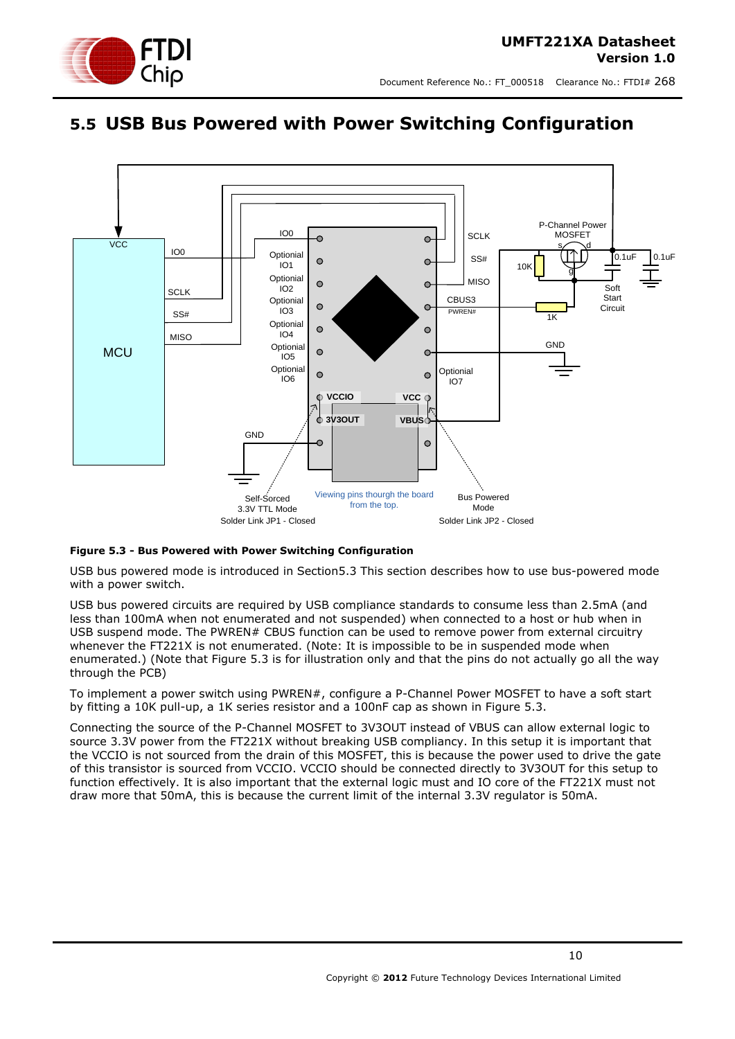## 5.5 USB Bus Powered with Power Switching Configuration

**Figure 5.3 - Bus Powered with Power Switching Configuration**

USB bus powered mode is introduced in Section5.3 This section describes how to use bus-powered mode with a power switch.

USB bus powered circuits are required by USB compliance standards to consume less than 2.5mA (and less than 100mA when not enumerated and not suspended) when connected to a host or hub when in USB suspend mode. The PWREN# CBUS function can be used to remove power from external circuitry whenever the FT221X is not enumerated. (Note: It is impossible to be in suspended mode when enumerated.) (Note that Figure 5.3 is for illustration only and that the pins do not actually go all the way through the PCB)

To implement a power switch using PWREN#, configure a P-Channel Power MOSFET to have a soft start by fitting a 10K pull-up, a 1K series resistor and a 100nF cap as shown in Figure 5.3.

Connecting the source of the P-Channel MOSFET to 3V3OUT instead of VBUS can allow external logic to source 3.3V power from the FT221X without breaking USB compliancy. In this setup it is important that the VCCIO is not sourced from the drain of this MOSFET, this is because the power used to drive the gate of this transistor is sourced from VCCIO. VCCIO should be connected directly to 3V3OUT for this setup to function effectively. It is also important that the external logic must and IO core of the FT221X must not draw more that 50mA, this is because the current limit of the internal 3.3V regulator is 50mA.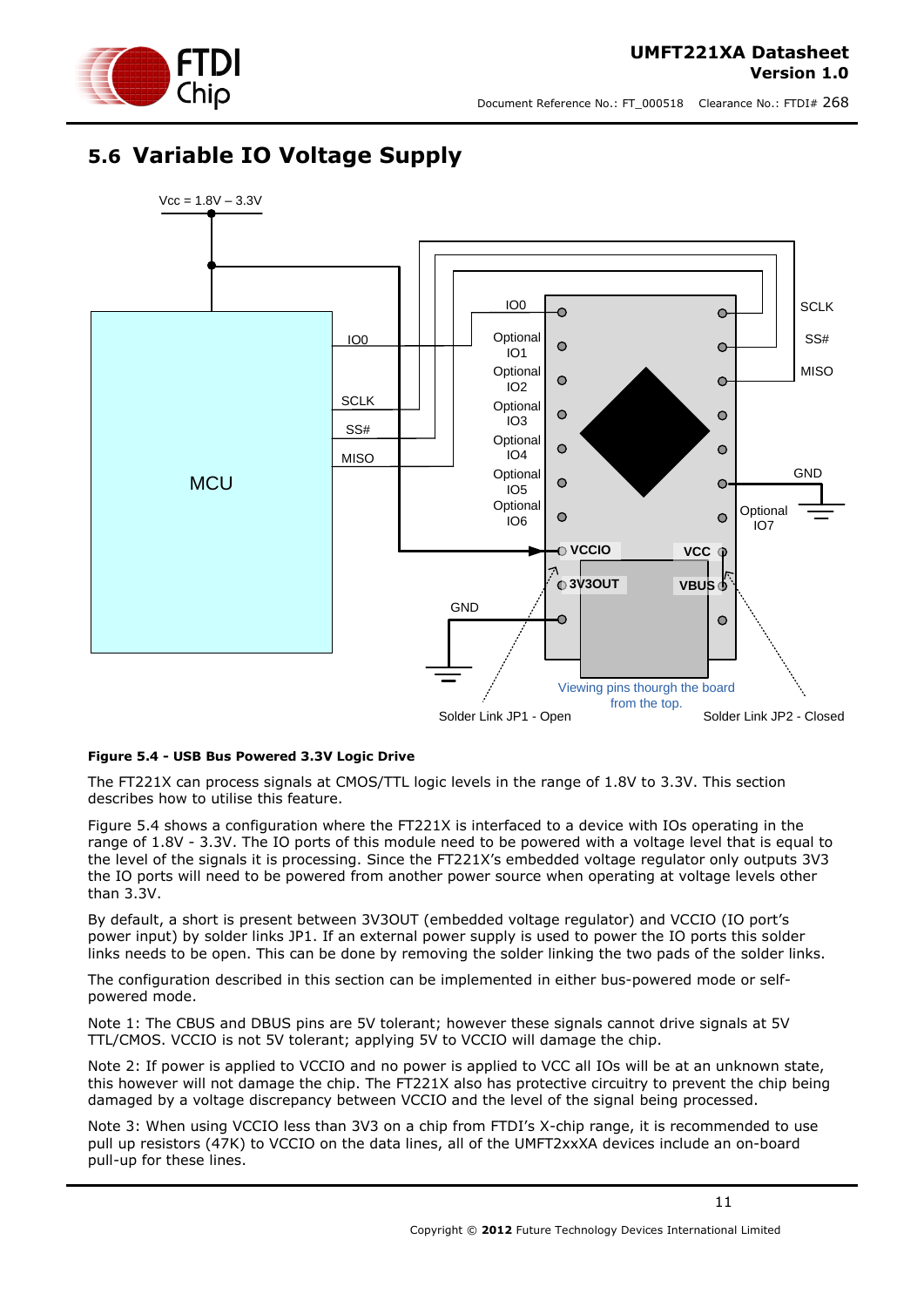## 5.6 Variable IO Voltage Supply

**Figure 5.4 - USB Bus Powered 3.3V Logic Drive**

The FT221X can process signals at CMOS/TTL logic levels in the range of 1.8V to 3.3V. This section describes how to utilise this feature.

Figure 5.4 shows a configuration where the FT221X is interfaced to a device with IOs operating in the range of 1.8V - 3.3V. The IO ports of this module need to be powered with a voltage level that is equal to the level of the signals it is processing. Since the FT221X's embedded voltage regulator only outputs 3V3 the IO ports will need to be powered from another power source when operating at voltage levels other than 3.3V.

By default, a short is present between 3V3OUT (embedded voltage regulator) and VCCIO (IO port's power input) by solder links JP1. If an external power supply is used to power the IO ports this solder links needs to be open. This can be done by removing the solder linking the two pads of the solder links.

The configuration described in this section can be implemented in either bus-powered mode or self-powered mode.

Note 1: The CBUS and DBUS pins are 5V tolerant; however these signals cannot drive signals at 5V TTL/CMOS. VCCIO is not 5V tolerant; applying 5V to VCCIO will damage the chip.

Note 2: If power is applied to VCCIO and no power is applied to VCC all IOs will be at an unknown state, this however will not damage the chip. The FT221X also has protective circuitry to prevent the chip being damaged by a voltage discrepancy between VCCIO and the level of the signal being processed.

Note 3: When using VCCIO less than 3V3 on a chip from FTDI's X-chip range, it is recommended to use pull up resistors (47K) to VCCIO on the data lines, all of the UMFT2xxXA devices include an on-board pull-up for these lines.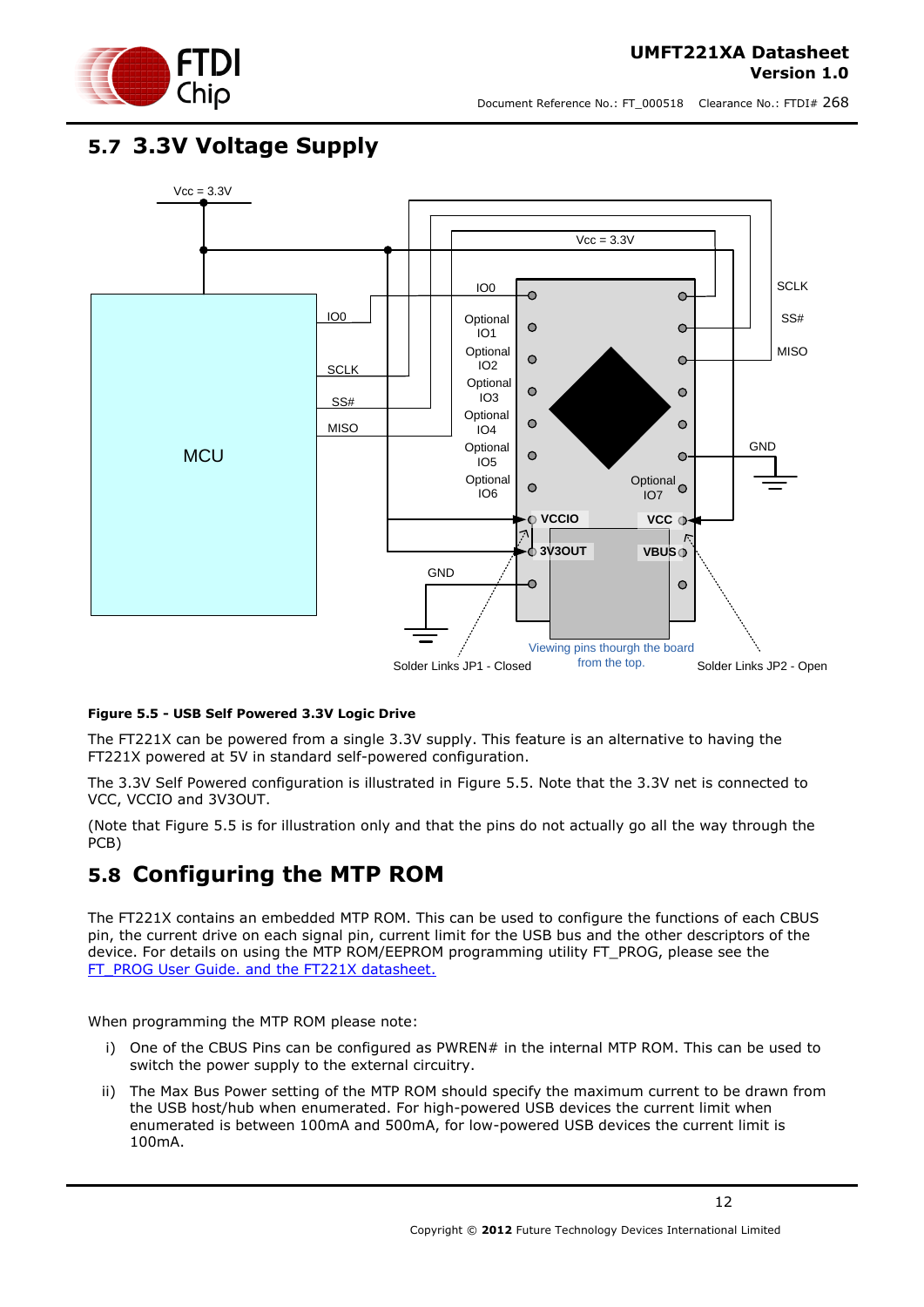## 5.7 3.3V Voltage Supply

**Figure 5.5 - USB Self Powered 3.3V Logic Drive**

The FT221X can be powered from a single 3.3V supply. This feature is an alternative to having the FT221X powered at 5V in standard self-powered configuration.

The 3.3V Self Powered configuration is illustrated in Figure 5.5. Note that the 3.3V net is connected to VCC, VCCIO and 3V3OUT.

(Note that Figure 5.5 is for illustration only and that the pins do not actually go all the way through the PCB)

## 5.8 Configuring the MTP ROM

The FT221X contains an embedded MTP ROM. This can be used to configure the functions of each CBUS pin, current drive on each signal pin, current limit for the USB bus and the other descriptors of the device. For details on using the MTP ROM/EEPROM programming utility FT_PROG, please see the FT_PROG User Guide. and the FT221X datasheet.

When programming the MTP ROM please note:

i) One of the CBUS Pins can be configured as PWREN# in the internal MTP ROM. This can be used to switch the power supply to the external circuitry.

ii) The Max Bus Power setting of the MTP ROM should specify the maximum current to be drawn from the USB host/hub when enumerated. For high-powered USB devices the current limit when enumerated is between 100mA and 500mA, for low-powered USB devices the current limit is 100mA.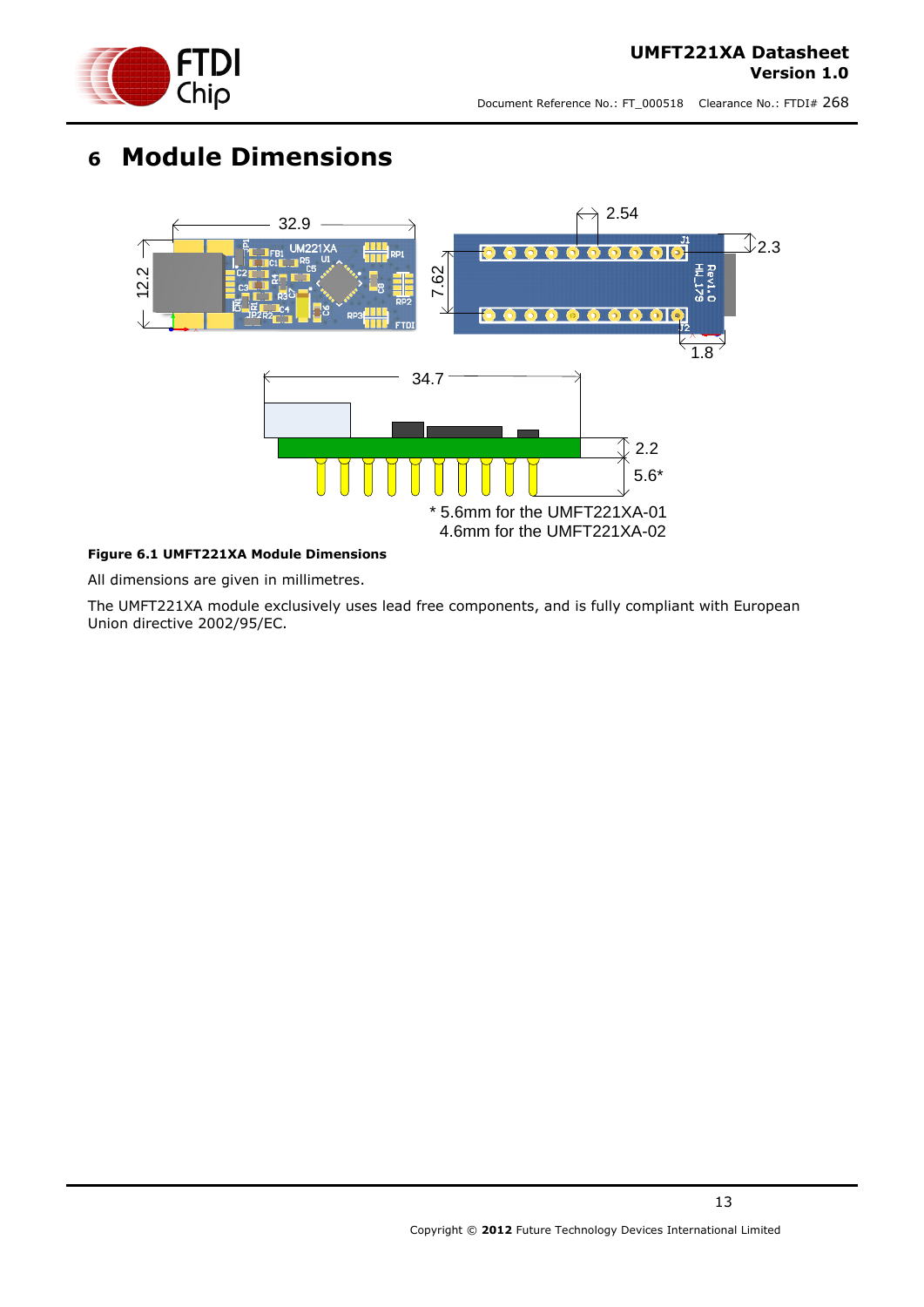# 6 Module Dimensions

\* 5.6mm for the UMFT221XA-01
4.6mm for the UMFT221XA-02

**Figure 6.1 UMFT221XA Module Dimensions**

All dimensions are given in millimetres.

The UMFT221XA module exclusively uses lead free components, and is fully compliant with European Union directive 2002/95/EC.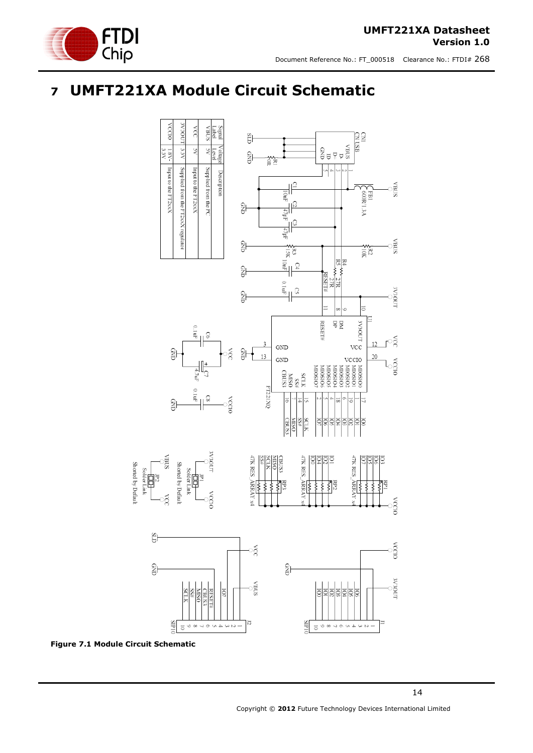# 7 UMFT221XA Module Circuit Schematic

| Signal Label | Voltage Level | Description |
|---|---|---|
| VBUS | 5V | Supplied from the PC |
| VCC | 5V | Input to the FT2xxX |
| 3V3OUT | 3.3V | Supplied from the FT2xxX regulator |
| VCCIO | 1.8V - 3.3V | Input to the FT2xxX |

**Figure 7.1 Module Circuit Schematic**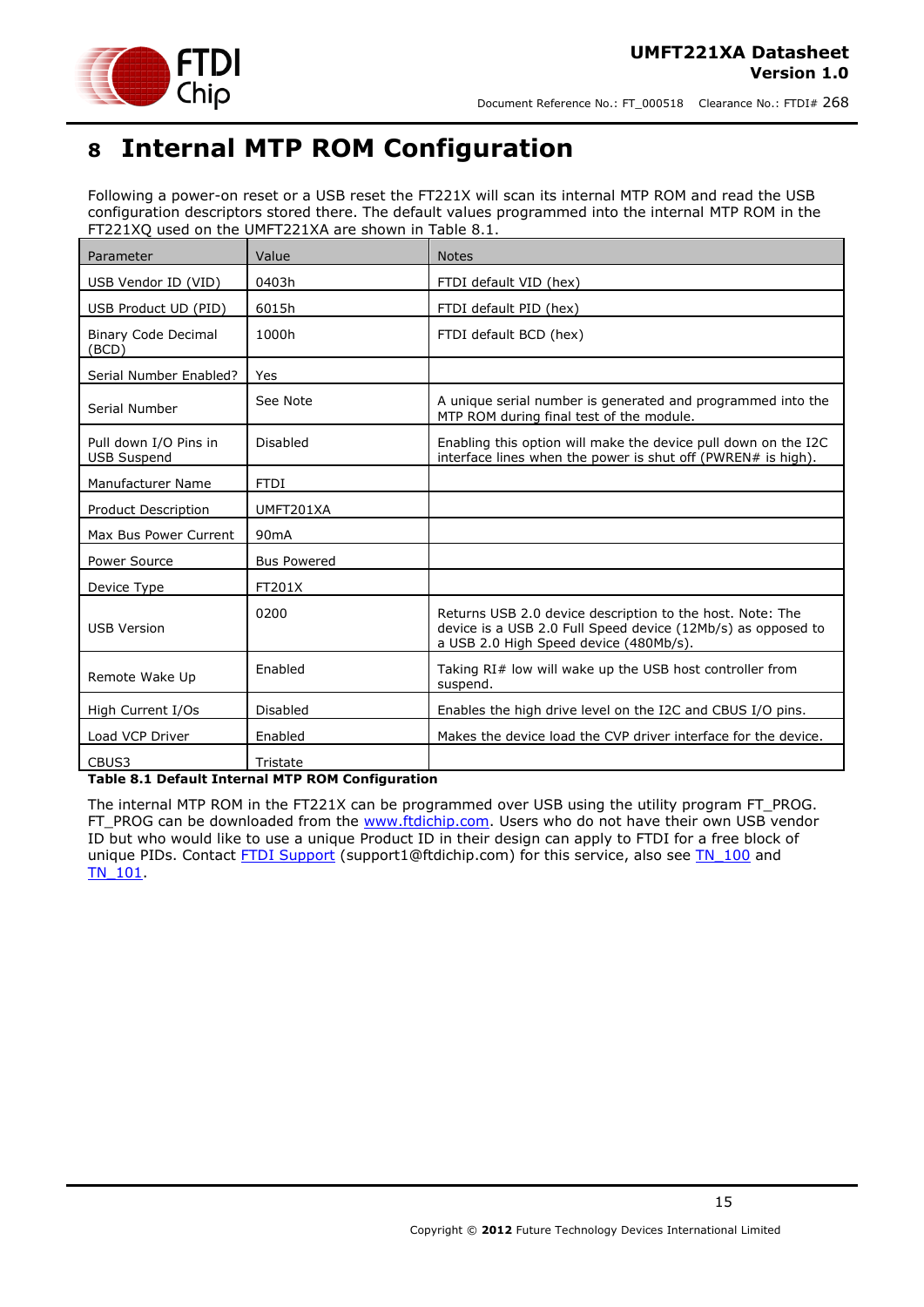# 8 Internal MTP ROM Configuration

Following a power-on reset or a USB reset the FT221X will scan its internal MTP ROM and read the USB configuration descriptors stored there. The default values programmed into the internal MTP ROM in the FT221XQ used on the UMFT221XA are shown in Table 8.1.

| Parameter | Value | Notes |
|---|---|---|
| USB Vendor ID (VID) | 0403h | FTDI default VID (hex) |
| USB Product UD (PID) | 6015h | FTDI default PID (hex) |
| Binary Code Decimal (BCD) | 1000h | FTDI default BCD (hex) |
| Serial Number Enabled? | Yes | |
| Serial Number | See Note | A unique serial number is generated and programmed into the MTP ROM during final test of the module. |
| Pull down I/O Pins in USB Suspend | Disabled | Enabling this option will make the device pull down on the I2C interface lines when the power is shut off (PWREN# is high). |
| Manufacturer Name | FTDI | |
| Product Description | UMFT201XA | |
| Max Bus Power Current | 90mA | |
| Power Source | Bus Powered | |
| Device Type | FT201X | |
| USB Version | 0200 | Returns USB 2.0 device description to the host. Note: The device is a USB 2.0 Full Speed device (12Mb/s) as opposed to a USB 2.0 High Speed device (480Mb/s). |
| Remote Wake Up | Enabled | Taking RI# low will wake up the USB host controller from suspend. |
| High Current I/Os | Disabled | Enables the high drive level on the I2C and CBUS I/O pins. |
| Load VCP Driver | Enabled | Makes the device load the CVP driver interface for the device. |
| CBUS3 | Tristate | |

**Table 8.1 Default Internal MTP ROM Configuration**

The internal MTP ROM in the FT221X can be programmed over USB using the utility program FT_PROG. FT_PROG can be downloaded from the www.ftdichip.com. Users who do not have their own USB vendor ID but who would like to use a unique Product ID in their design can apply to FTDI for a free block of unique PIDs. Contact FTDI Support (support1@ftdichip.com) for this service, also see TN_100 and TN_101.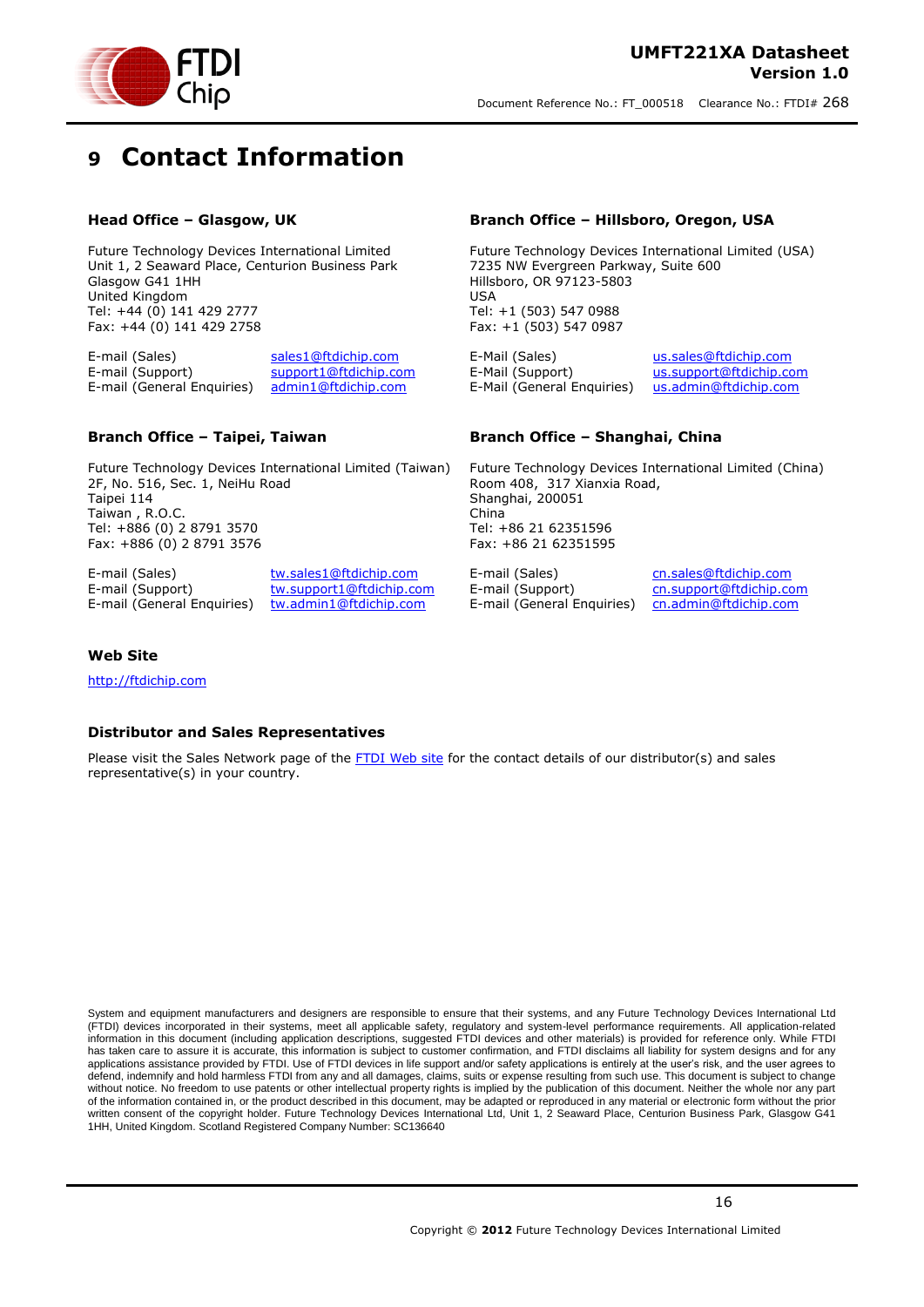// 9 Contact Information

### Head Office – Glasgow, UK

Future Technology Devices International Limited
Unit 1, 2 Seaward Place, Centurion Business Park
Glasgow G41 1HH
United Kingdom
Tel: +44 (0) 141 429 2777
Fax: +44 (0) 141 429 2758

| | |
|---|---|
| E-mail (Sales) | sales1@ftdichip.com |
| E-mail (Support) | support1@ftdichip.com |
| E-mail (General Enquiries) | admin1@ftdichip.com |

### Branch Office – Hillsboro, Oregon, USA

Future Technology Devices International Limited (USA)
7235 NW Evergreen Parkway, Suite 600
Hillsboro, OR 97123-5803
USA
Tel: +1 (503) 547 0988
Fax: +1 (503) 547 0987

| | |
|---|---|
| E-Mail (Sales) | us.sales@ftdichip.com |
| E-Mail (Support) | us.support@ftdichip.com |
| E-Mail (General Enquiries) | us.admin@ftdichip.com |

### Branch Office – Taipei, Taiwan

Future Technology Devices International Limited (Taiwan)
2F, No. 516, Sec. 1, NeiHu Road
Taipei 114
Taiwan , R.O.C.
Tel: +886 (0) 2 8791 3570
Fax: +886 (0) 2 8791 3576

| | |
|---|---|
| E-mail (Sales) | tw.sales1@ftdichip.com |
| E-mail (Support) | tw.support1@ftdichip.com |
| E-mail (General Enquiries) | tw.admin1@ftdichip.com |

### Branch Office – Shanghai, China

Future Technology Devices International Limited (China)
Room 408, 317 Xianxia Road,
Shanghai, 200051
China
Tel: +86 21 62351596
Fax: +86 21 62351595

| | |
|---|---|
| E-mail (Sales) | cn.sales@ftdichip.com |
| E-mail (Support) | cn.support@ftdichip.com |
| E-mail (General Enquiries) | cn.admin@ftdichip.com |

### Web Site

http://ftdichip.com

### Distributor and Sales Representatives

Please visit the Sales Network page of the FTDI Web site for the contact details of our distributor(s) and sales representative(s) in your country.

System and equipment manufacturers and designers are responsible to ensure that their systems, and any Future Technology Devices International Ltd (FTDI) devices incorporated in their systems, meet all applicable safety, regulatory and system-level performance requirements. All application-related information in this document (including application descriptions, suggested FTDI devices and other materials) is provided for reference only. While FTDI has taken care to assure it is accurate, this information is subject to customer confirmation, and FTDI disclaims all liability for system designs and for any applications assistance provided by FTDI. Use of FTDI devices in life support and/or safety applications is entirely at the user's risk, and the user agrees to defend, indemnify and hold harmless FTDI from any and all damages, claims, suits or expense resulting from such use. This document is subject to change without notice. No freedom to use patents or other intellectual property rights is implied by the publication of this document. Neither the whole nor any part of the information contained in, or the product described in this document, may be adapted or reproduced in any material or electronic form without the prior written consent of the copyright holder. Future Technology Devices International Ltd, Unit 1, 2 Seaward Place, Centurion Business Park, Glasgow G41 1HH, United Kingdom. Scotland Registered Company Number: SC136640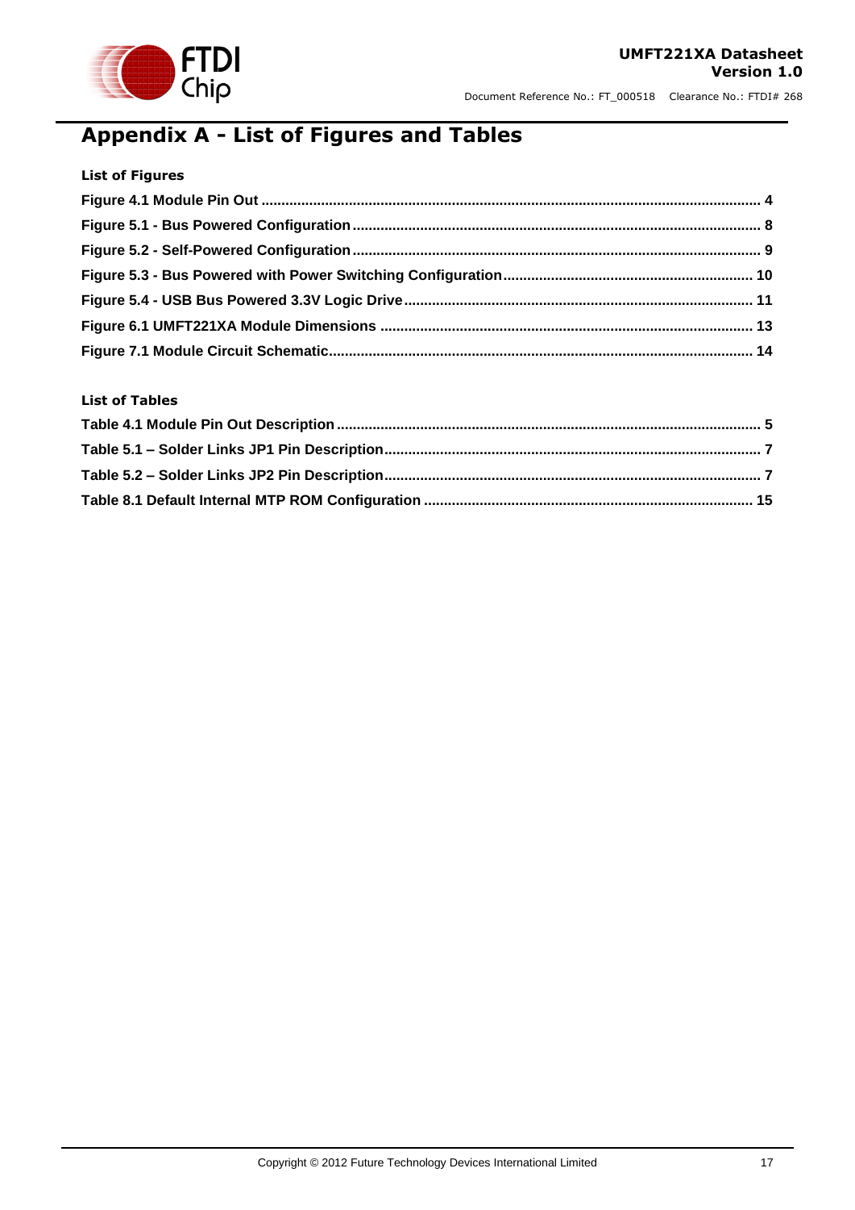# Appendix A - List of Figures and Tables

### List of Figures

**Figure 4.1 Module Pin Out ............................................................................................................................. 4**

**Figure 5.1 - Bus Powered Configuration ...................................................................................................... 8**

**Figure 5.2 - Self-Powered Configuration ...................................................................................................... 9**

**Figure 5.3 - Bus Powered with Power Switching Configuration ............................................................. 10**

**Figure 5.4 - USB Bus Powered 3.3V Logic Drive ...................................................................................... 11**

**Figure 6.1 UMFT221XA Module Dimensions ............................................................................................ 13**

**Figure 7.1 Module Circuit Schematic ......................................................................................................... 14**

### List of Tables

**Table 4.1 Module Pin Out Description ......................................................................................................... 5**

**Table 5.1 – Solder Links JP1 Pin Description ............................................................................................. 7**

**Table 5.2 – Solder Links JP2 Pin Description ............................................................................................. 7**

**Table 8.1 Default Internal MTP ROM Configuration .................................................................................. 15**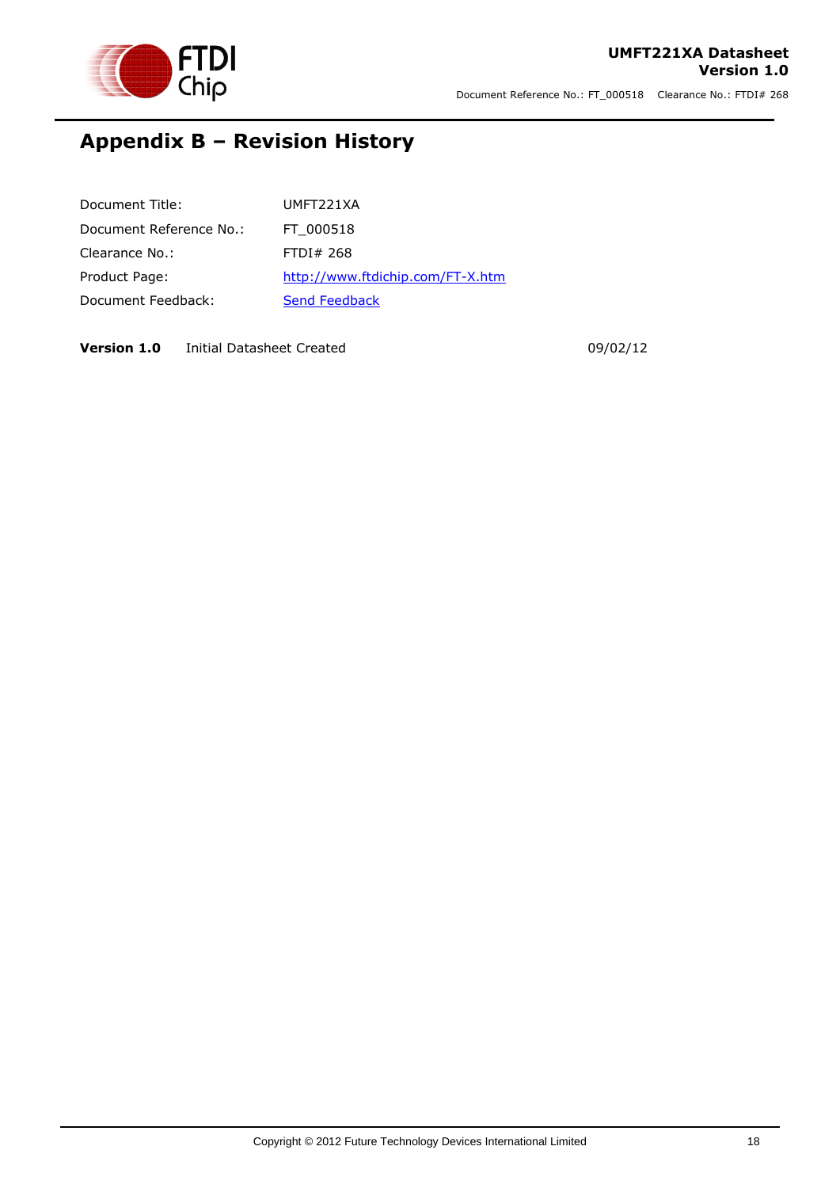# Appendix B – Revision History

| | |
|---|---|
| Document Title: | UMFT221XA |
| Document Reference No.: | FT_000518 |
| Clearance No.: | FTDI# 268 |
| Product Page: | [http://www.ftdichip.com/FT-X.htm](http://www.ftdichip.com/FT-X.htm) |
| Document Feedback: | Send Feedback |

| | | |
|---|---|---|
| **Version 1.0** | Initial Datasheet Created | 09/02/12 |